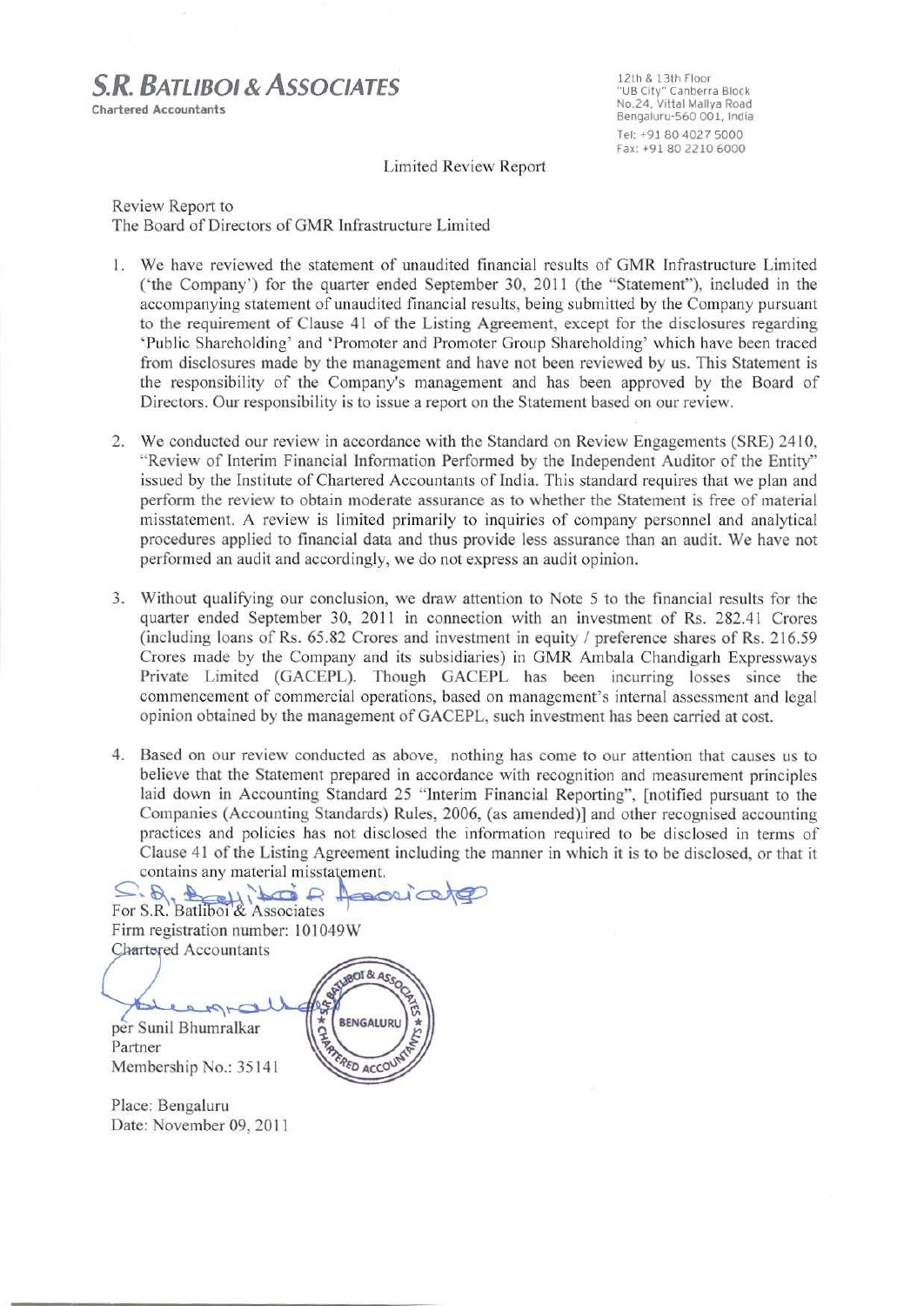**S.R. BATLIBOI & ASSOCIATES**
Chartered Accountants

12th & 13th Floor
"UB City" Canberra Block
No.24, Vittal Mallya Road
Bengaluru-560 001, India
Tel: +91 80 4027 5000
Fax: +91 80 2210 6000

Limited Review Report

Review Report to
The Board of Directors of GMR Infrastructure Limited

1. We have reviewed the statement of unaudited financial results of GMR Infrastructure Limited ('the Company') for the quarter ended September 30, 2011 (the "Statement"), included in the accompanying statement of unaudited financial results, being submitted by the Company pursuant to the requirement of Clause 41 of the Listing Agreement, except for the disclosures regarding 'Public Shareholding' and 'Promoter and Promoter Group Shareholding' which have been traced from disclosures made by the management and have not been reviewed by us. This Statement is the responsibility of the Company's management and has been approved by the Board of Directors. Our responsibility is to issue a report on the Statement based on our review.

2. We conducted our review in accordance with the Standard on Review Engagements (SRE) 2410, "Review of Interim Financial Information Performed by the Independent Auditor of the Entity" issued by the Institute of Chartered Accountants of India. This standard requires that we plan and perform the review to obtain moderate assurance as to whether the Statement is free of material misstatement. A review is limited primarily to inquiries of company personnel and analytical procedures applied to financial data and thus provide less assurance than an audit. We have not performed an audit and accordingly, we do not express an audit opinion.

3. Without qualifying our conclusion, we draw attention to Note 5 to the financial results for the quarter ended September 30, 2011 in connection with an investment of Rs. 282.41 Crores (including loans of Rs. 65.82 Crores and investment in equity / preference shares of Rs. 216.59 Crores made by the Company and its subsidiaries) in GMR Ambala Chandigarh Expressways Private Limited (GACEPL). Though GACEPL has been incurring losses since the commencement of commercial operations, based on management's internal assessment and legal opinion obtained by the management of GACEPL, such investment has been carried at cost.

4. Based on our review conducted as above, nothing has come to our attention that causes us to believe that the Statement prepared in accordance with recognition and measurement principles laid down in Accounting Standard 25 "Interim Financial Reporting", [notified pursuant to the Companies (Accounting Standards) Rules, 2006, (as amended)] and other recognised accounting practices and policies has not disclosed the information required to be disclosed in terms of Clause 41 of the Listing Agreement including the manner in which it is to be disclosed, or that it contains any material misstatement.

For S.R. Batliboi & Associates
Firm registration number: 101049W
Chartered Accountants

per Sunil Bhumralkar
Partner
Membership No.: 35141

Place: Bengaluru
Date: November 09, 2011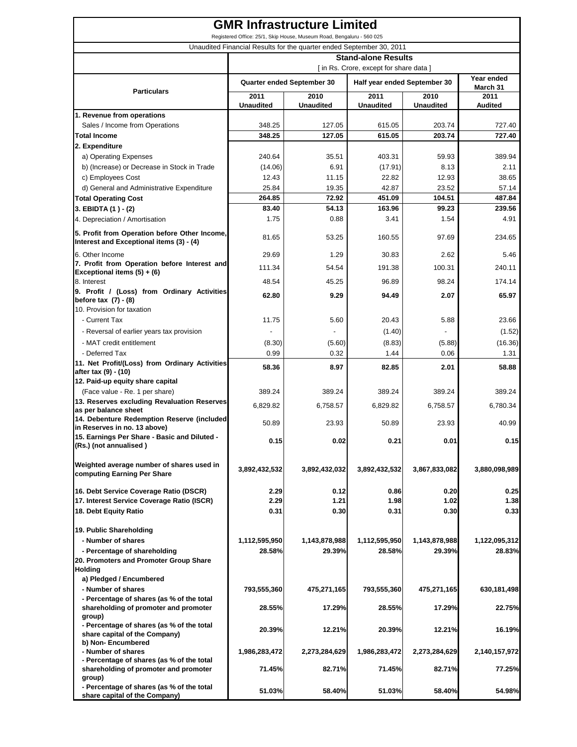# GMR Infrastructure Limited

Registered Office: 25/1, Skip House, Museum Road, Bengaluru - 560 025

Unaudited Financial Results for the quarter ended September 30, 2011

| Particulars | Stand-alone Results [ in Rs. Crore, except for share data ] | | | | |
|---|---|---|---|---|---|
| | Quarter ended September 30 | | Half year ended September 30 | | Year ended March 31 |
| | 2011 Unaudited | 2010 Unaudited | 2011 Unaudited | 2010 Unaudited | 2011 Audited |
| **1. Revenue from operations** | | | | | |
| Sales / Income from Operations | 348.25 | 127.05 | 615.05 | 203.74 | 727.40 |
| **Total Income** | **348.25** | **127.05** | **615.05** | **203.74** | **727.40** |
| **2. Expenditure** | | | | | |
| a) Operating Expenses | 240.64 | 35.51 | 403.31 | 59.93 | 389.94 |
| b) (Increase) or Decrease in Stock in Trade | (14.06) | 6.91 | (17.91) | 8.13 | 2.11 |
| c) Employees Cost | 12.43 | 11.15 | 22.82 | 12.93 | 38.65 |
| d) General and Administrative Expenditure | 25.84 | 19.35 | 42.87 | 23.52 | 57.14 |
| **Total Operating Cost** | **264.85** | **72.92** | **451.09** | **104.51** | **487.84** |
| **3. EBIDTA (1 ) - (2)** | **83.40** | **54.13** | **163.96** | **99.23** | **239.56** |
| 4. Depreciation / Amortisation | 1.75 | 0.88 | 3.41 | 1.54 | 4.91 |
| **5. Profit from Operation before Other Income, Interest and Exceptional items (3) - (4)** | 81.65 | 53.25 | 160.55 | 97.69 | 234.65 |
| 6. Other Income | 29.69 | 1.29 | 30.83 | 2.62 | 5.46 |
| **7. Profit from Operation before Interest and Exceptional items (5) + (6)** | 111.34 | 54.54 | 191.38 | 100.31 | 240.11 |
| 8. Interest | 48.54 | 45.25 | 96.89 | 98.24 | 174.14 |
| **9. Profit / (Loss) from Ordinary Activities before tax (7) - (8)** | **62.80** | **9.29** | **94.49** | **2.07** | **65.97** |
| 10. Provision for taxation | | | | | |
| - Current Tax | 11.75 | 5.60 | 20.43 | 5.88 | 23.66 |
| - Reversal of earlier years tax provision | - | - | (1.40) | - | (1.52) |
| - MAT credit entitlement | (8.30) | (5.60) | (8.83) | (5.88) | (16.36) |
| - Deferred Tax | 0.99 | 0.32 | 1.44 | 0.06 | 1.31 |
| **11. Net Profit/(Loss) from Ordinary Activities after tax (9) - (10)** | **58.36** | **8.97** | **82.85** | **2.01** | **58.88** |
| **12. Paid-up equity share capital** | | | | | |
| (Face value - Re. 1 per share) | 389.24 | 389.24 | 389.24 | 389.24 | 389.24 |
| **13. Reserves excluding Revaluation Reserves as per balance sheet** | 6,829.82 | 6,758.57 | 6,829.82 | 6,758.57 | 6,780.34 |
| **14. Debenture Redemption Reserve (included in Reserves in no. 13 above)** | 50.89 | 23.93 | 50.89 | 23.93 | 40.99 |
| **15. Earnings Per Share - Basic and Diluted - (Rs.) (not annualised )** | **0.15** | **0.02** | **0.21** | **0.01** | **0.15** |
| **Weighted average number of shares used in computing Earning Per Share** | **3,892,432,532** | **3,892,432,032** | **3,892,432,532** | **3,867,833,082** | **3,880,098,989** |
| **16. Debt Service Coverage Ratio (DSCR)** | **2.29** | **0.12** | **0.86** | **0.20** | **0.25** |
| **17. Interest Service Coverage Ratio (ISCR)** | **2.29** | **1.21** | **1.98** | **1.02** | **1.38** |
| **18. Debt Equity Ratio** | **0.31** | **0.30** | **0.31** | **0.30** | **0.33** |
| **19. Public Shareholding** | | | | | |
| **- Number of shares** | **1,112,595,950** | **1,143,878,988** | **1,112,595,950** | **1,143,878,988** | **1,122,095,312** |
| **- Percentage of shareholding** | **28.58%** | **29.39%** | **28.58%** | **29.39%** | **28.83%** |
| **20. Promoters and Promoter Group Share Holding** | | | | | |
| **a) Pledged / Encumbered** | | | | | |
| **- Number of shares** | **793,555,360** | **475,271,165** | **793,555,360** | **475,271,165** | **630,181,498** |
| **- Percentage of shares (as % of the total shareholding of promoter and promoter group)** | **28.55%** | **17.29%** | **28.55%** | **17.29%** | **22.75%** |
| **- Percentage of shares (as % of the total share capital of the Company)** | **20.39%** | **12.21%** | **20.39%** | **12.21%** | **16.19%** |
| **b) Non- Encumbered** | | | | | |
| **- Number of shares** | **1,986,283,472** | **2,273,284,629** | **1,986,283,472** | **2,273,284,629** | **2,140,157,972** |
| **- Percentage of shares (as % of the total shareholding of promoter and promoter group)** | **71.45%** | **82.71%** | **71.45%** | **82.71%** | **77.25%** |
| **- Percentage of shares (as % of the total share capital of the Company)** | **51.03%** | **58.40%** | **51.03%** | **58.40%** | **54.98%** |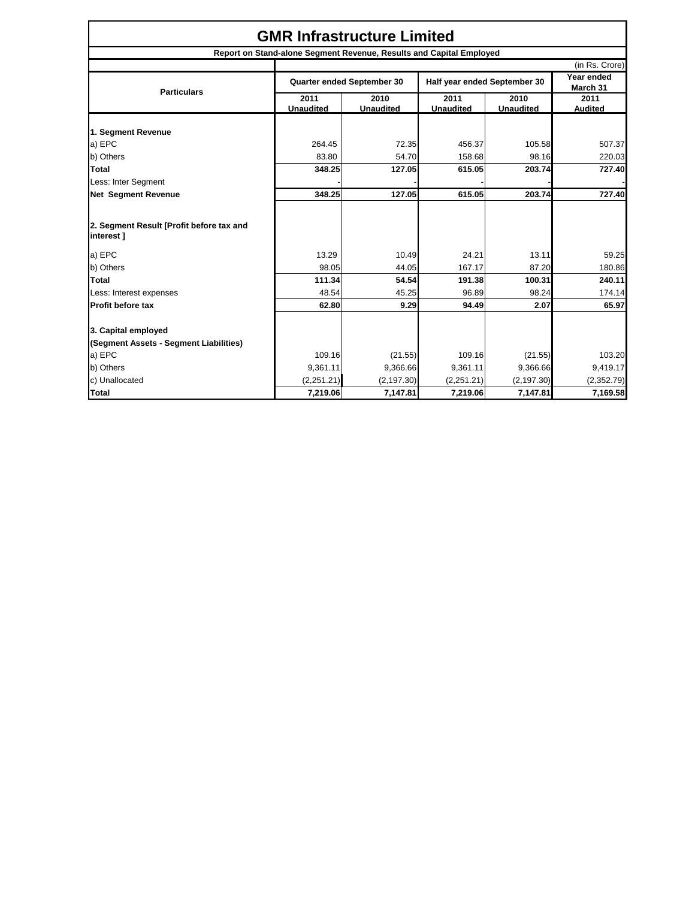# GMR Infrastructure Limited

**Report on Stand-alone Segment Revenue, Results and Capital Employed**

(in Rs. Crore)

| Particulars | Quarter ended September 30 | | Half year ended September 30 | | Year ended March 31 |
|---|---|---|---|---|---|
| | 2011 Unaudited | 2010 Unaudited | 2011 Unaudited | 2010 Unaudited | 2011 Audited |
| **1. Segment Revenue** | | | | | |
| a) EPC | 264.45 | 72.35 | 456.37 | 105.58 | 507.37 |
| b) Others | 83.80 | 54.70 | 158.68 | 98.16 | 220.03 |
| **Total** | **348.25** | **127.05** | **615.05** | **203.74** | **727.40** |
| Less: Inter Segment | - | - | - | - | - |
| **Net Segment Revenue** | **348.25** | **127.05** | **615.05** | **203.74** | **727.40** |
| **2. Segment Result [Profit before tax and interest ]** | | | | | |
| a) EPC | 13.29 | 10.49 | 24.21 | 13.11 | 59.25 |
| b) Others | 98.05 | 44.05 | 167.17 | 87.20 | 180.86 |
| **Total** | **111.34** | **54.54** | **191.38** | **100.31** | **240.11** |
| Less: Interest expenses | 48.54 | 45.25 | 96.89 | 98.24 | 174.14 |
| **Profit before tax** | **62.80** | **9.29** | **94.49** | **2.07** | **65.97** |
| **3. Capital employed** | | | | | |
| **(Segment Assets - Segment Liabilities)** | | | | | |
| a) EPC | 109.16 | (21.55) | 109.16 | (21.55) | 103.20 |
| b) Others | 9,361.11 | 9,366.66 | 9,361.11 | 9,366.66 | 9,419.17 |
| c) Unallocated | (2,251.21) | (2,197.30) | (2,251.21) | (2,197.30) | (2,352.79) |
| **Total** | **7,219.06** | **7,147.81** | **7,219.06** | **7,147.81** | **7,169.58** |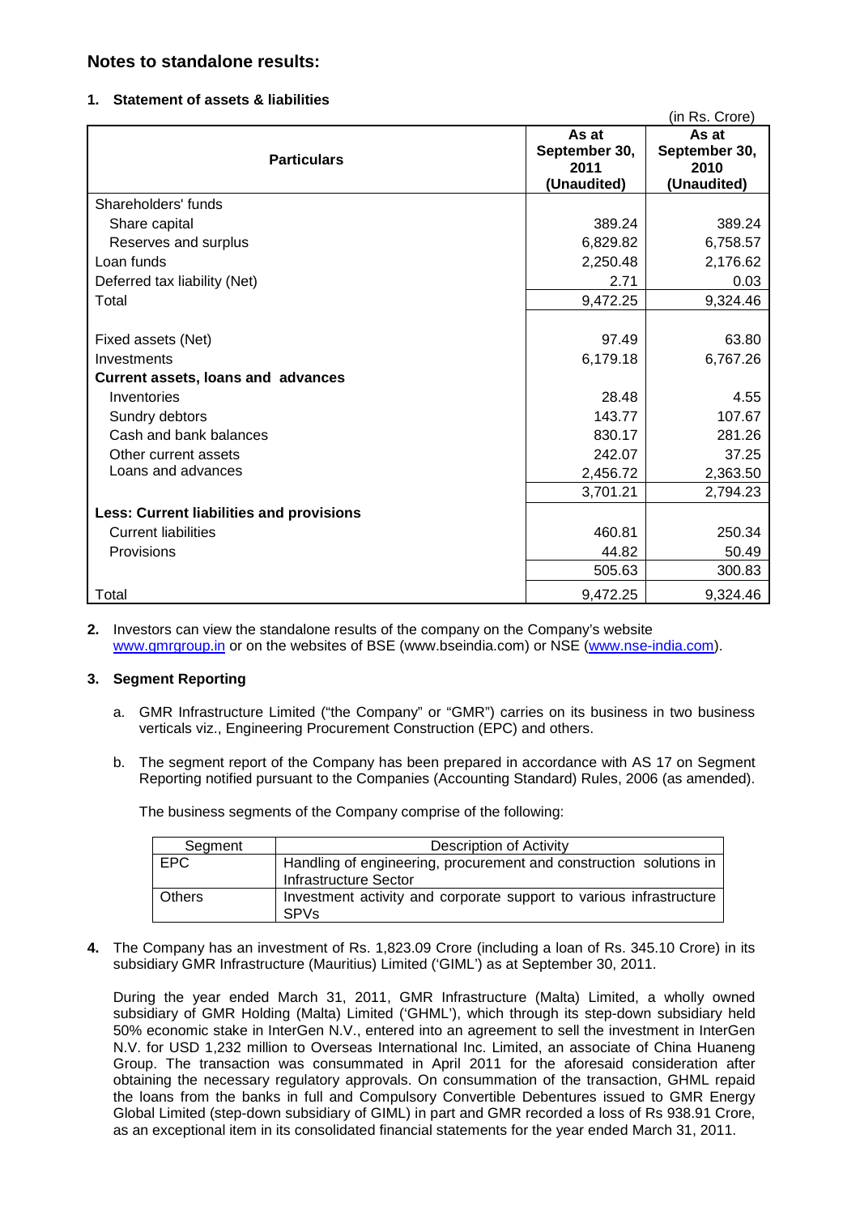## Notes to standalone results:

**1. Statement of assets & liabilities**

(in Rs. Crore)

| Particulars | As at September 30, 2011 (Unaudited) | As at September 30, 2010 (Unaudited) |
|---|---|---|
| Shareholders' funds | | |
| Share capital | 389.24 | 389.24 |
| Reserves and surplus | 6,829.82 | 6,758.57 |
| Loan funds | 2,250.48 | 2,176.62 |
| Deferred tax liability (Net) | 2.71 | 0.03 |
| Total | 9,472.25 | 9,324.46 |
| | | |
| Fixed assets (Net) | 97.49 | 63.80 |
| Investments | 6,179.18 | 6,767.26 |
| **Current assets, loans and advances** | | |
| Inventories | 28.48 | 4.55 |
| Sundry debtors | 143.77 | 107.67 |
| Cash and bank balances | 830.17 | 281.26 |
| Other current assets | 242.07 | 37.25 |
| Loans and advances | 2,456.72 | 2,363.50 |
| | 3,701.21 | 2,794.23 |
| **Less: Current liabilities and provisions** | | |
| Current liabilities | 460.81 | 250.34 |
| Provisions | 44.82 | 50.49 |
| | 505.63 | 300.83 |
| Total | 9,472.25 | 9,324.46 |

**2.** Investors can view the standalone results of the company on the Company's website www.gmrgroup.in or on the websites of BSE (www.bseindia.com) or NSE (www.nse-india.com).

**3. Segment Reporting**

a. GMR Infrastructure Limited ("the Company" or "GMR") carries on its business in two business verticals viz., Engineering Procurement Construction (EPC) and others.

b. The segment report of the Company has been prepared in accordance with AS 17 on Segment Reporting notified pursuant to the Companies (Accounting Standard) Rules, 2006 (as amended).

The business segments of the Company comprise of the following:

| Segment | Description of Activity |
|---|---|
| EPC | Handling of engineering, procurement and construction solutions in Infrastructure Sector |
| Others | Investment activity and corporate support to various infrastructure SPVs |

**4.** The Company has an investment of Rs. 1,823.09 Crore (including a loan of Rs. 345.10 Crore) in its subsidiary GMR Infrastructure (Mauritius) Limited ('GIML') as at September 30, 2011.

During the year ended March 31, 2011, GMR Infrastructure (Malta) Limited, a wholly owned subsidiary of GMR Holding (Malta) Limited ('GHML'), which through its step-down subsidiary held 50% economic stake in InterGen N.V., entered into an agreement to sell the investment in InterGen N.V. for USD 1,232 million to Overseas International Inc. Limited, an associate of China Huaneng Group. The transaction was consummated in April 2011 for the aforesaid consideration after obtaining the necessary regulatory approvals. On consummation of the transaction, GHML repaid the loans from the banks in full and Compulsory Convertible Debentures issued to GMR Energy Global Limited (step-down subsidiary of GIML) in part and GMR recorded a loss of Rs 938.91 Crore, as an exceptional item in its consolidated financial statements for the year ended March 31, 2011.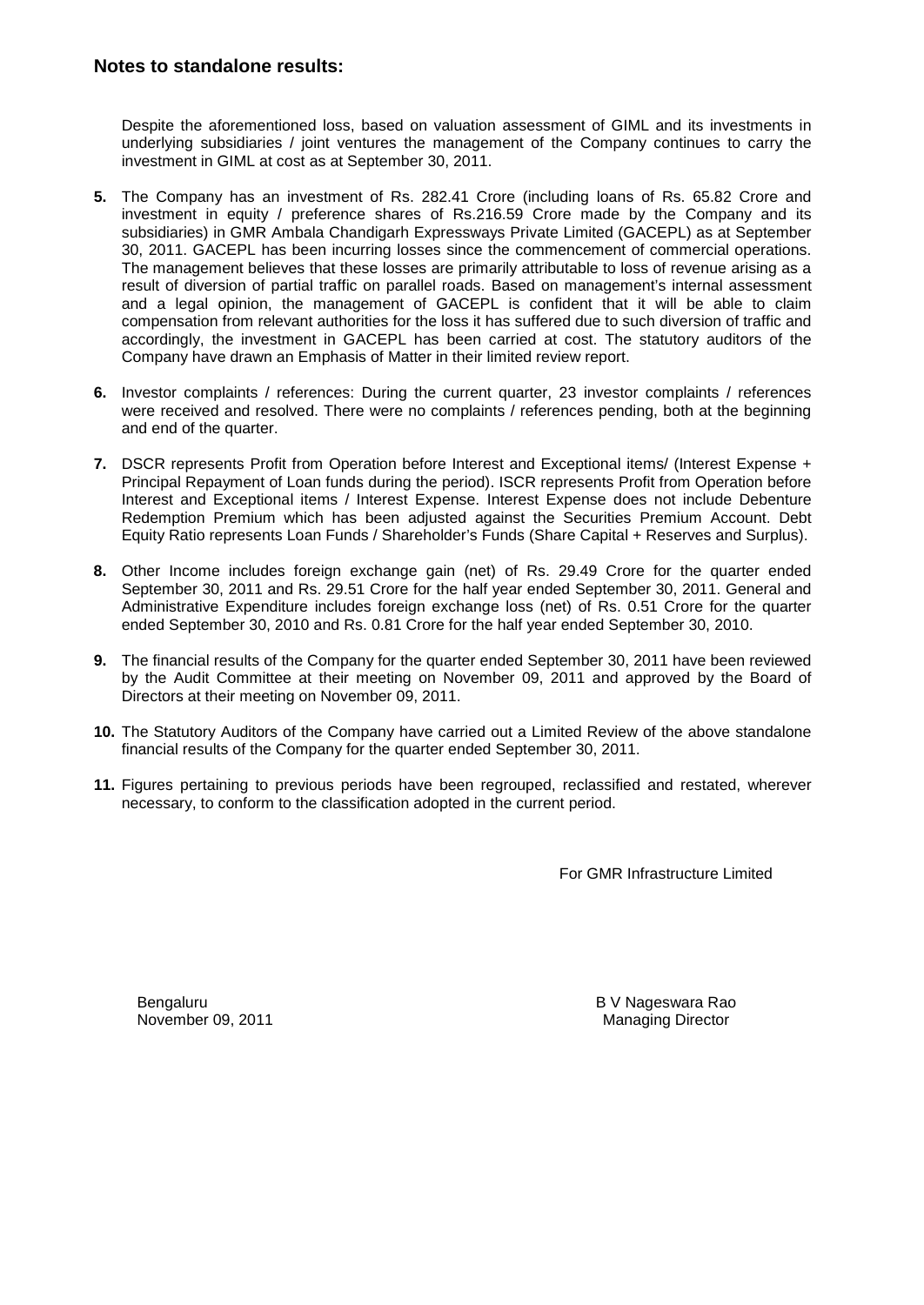## Notes to standalone results:

Despite the aforementioned loss, based on valuation assessment of GIML and its investments in underlying subsidiaries / joint ventures the management of the Company continues to carry the investment in GIML at cost as at September 30, 2011.

**5.** The Company has an investment of Rs. 282.41 Crore (including loans of Rs. 65.82 Crore and investment in equity / preference shares of Rs.216.59 Crore made by the Company and its subsidiaries) in GMR Ambala Chandigarh Expressways Private Limited (GACEPL) as at September 30, 2011. GACEPL has been incurring losses since the commencement of commercial operations. The management believes that these losses are primarily attributable to loss of revenue arising as a result of diversion of partial traffic on parallel roads. Based on management's internal assessment and a legal opinion, the management of GACEPL is confident that it will be able to claim compensation from relevant authorities for the loss it has suffered due to such diversion of traffic and accordingly, the investment in GACEPL has been carried at cost. The statutory auditors of the Company have drawn an Emphasis of Matter in their limited review report.

**6.** Investor complaints / references: During the current quarter, 23 investor complaints / references were received and resolved. There were no complaints / references pending, both at the beginning and end of the quarter.

**7.** DSCR represents Profit from Operation before Interest and Exceptional items/ (Interest Expense + Principal Repayment of Loan funds during the period). ISCR represents Profit from Operation before Interest and Exceptional items / Interest Expense. Interest Expense does not include Debenture Redemption Premium which has been adjusted against the Securities Premium Account. Debt Equity Ratio represents Loan Funds / Shareholder's Funds (Share Capital + Reserves and Surplus).

**8.** Other Income includes foreign exchange gain (net) of Rs. 29.49 Crore for the quarter ended September 30, 2011 and Rs. 29.51 Crore for the half year ended September 30, 2011. General and Administrative Expenditure includes foreign exchange loss (net) of Rs. 0.51 Crore for the quarter ended September 30, 2010 and Rs. 0.81 Crore for the half year ended September 30, 2010.

**9.** The financial results of the Company for the quarter ended September 30, 2011 have been reviewed by the Audit Committee at their meeting on November 09, 2011 and approved by the Board of Directors at their meeting on November 09, 2011.

**10.** The Statutory Auditors of the Company have carried out a Limited Review of the above standalone financial results of the Company for the quarter ended September 30, 2011.

**11.** Figures pertaining to previous periods have been regrouped, reclassified and restated, wherever necessary, to conform to the classification adopted in the current period.

For GMR Infrastructure Limited

Bengaluru
November 09, 2011

B V Nageswara Rao
Managing Director